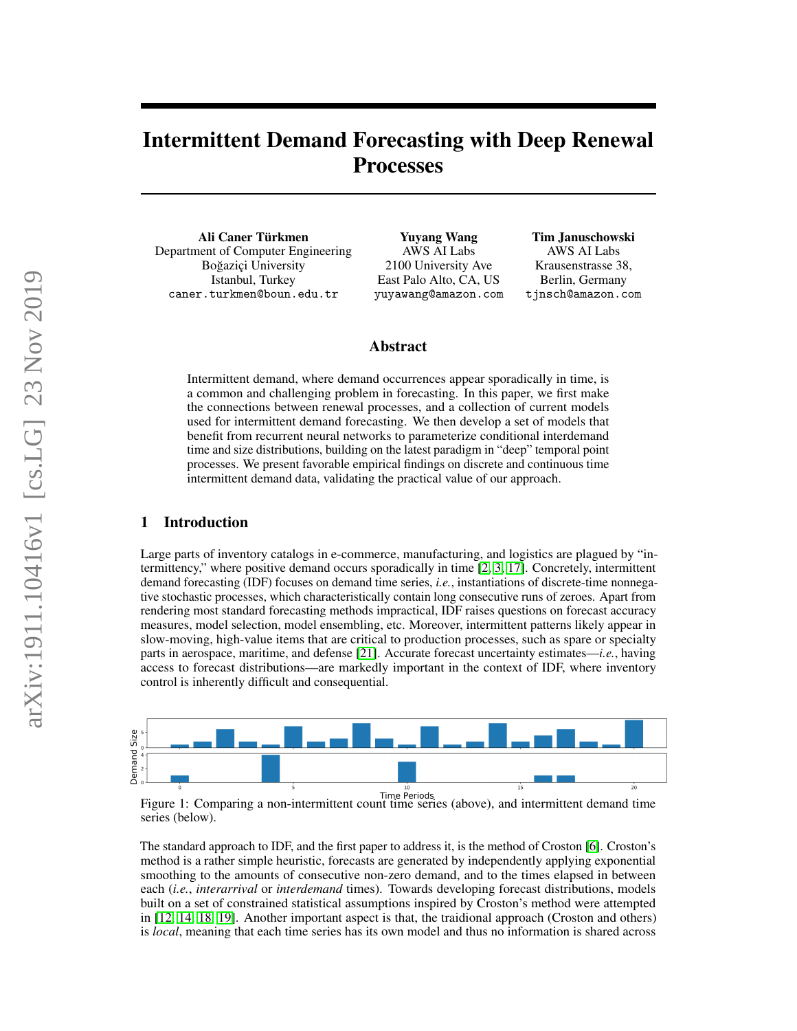# Intermittent Demand Forecasting with Deep Renewal Processes

**Ali Caner Türkmen**
Department of Computer Engineering
Boğaziçi University
Istanbul, Turkey
caner.turkmen@boun.edu.tr

**Yuyang Wang**
AWS AI Labs
2100 University Ave
East Palo Alto, CA, US
yuyawang@amazon.com

**Tim Januschowski**
AWS AI Labs
Krausenstrasse 38,
Berlin, Germany
tjnsch@amazon.com

## Abstract

Intermittent demand, where demand occurrences appear sporadically in time, is a common and challenging problem in forecasting. In this paper, we first make the connections between renewal processes, and a collection of current models used for intermittent demand forecasting. We then develop a set of models that benefit from recurrent neural networks to parameterize conditional interdemand time and size distributions, building on the latest paradigm in "deep" temporal point processes. We present favorable empirical findings on discrete and continuous time intermittent demand data, validating the practical value of our approach.

## 1 Introduction

Large parts of inventory catalogs in e-commerce, manufacturing, and logistics are plagued by "intermittency," where positive demand occurs sporadically in time [2, 3, 17]. Concretely, intermittent demand forecasting (IDF) focuses on demand time series, *i.e.*, instantiations of discrete-time nonnegative stochastic processes, which characteristically contain long consecutive runs of zeroes. Apart from rendering most standard forecasting methods impractical, IDF raises questions on forecast accuracy measures, model selection, model ensembling, etc. Moreover, intermittent patterns likely appear in slow-moving, high-value items that are critical to production processes, such as spare or specialty parts in aerospace, maritime, and defense [21]. Accurate forecast uncertainty estimates—*i.e.*, having access to forecast distributions—are markedly important in the context of IDF, where inventory control is inherently difficult and consequential.

Demand Size
Time Periods
0
5
10
15
20

Figure 1: Comparing a non-intermittent count time series (above), and intermittent demand time series (below).

The standard approach to IDF, and the first paper to address it, is the method of Croston [6]. Croston's method is a rather simple heuristic, forecasts are generated by independently applying exponential smoothing to the amounts of consecutive non-zero demand, and to the times elapsed in between each (*i.e.*, *interarrival* or *interdemand* times). Towards developing forecast distributions, models built on a set of constrained statistical assumptions inspired by Croston's method were attempted in [12, 14, 18, 19]. Another important aspect is that, the traidional approach (Croston and others) is *local*, meaning that each time series has its own model and thus no information is shared across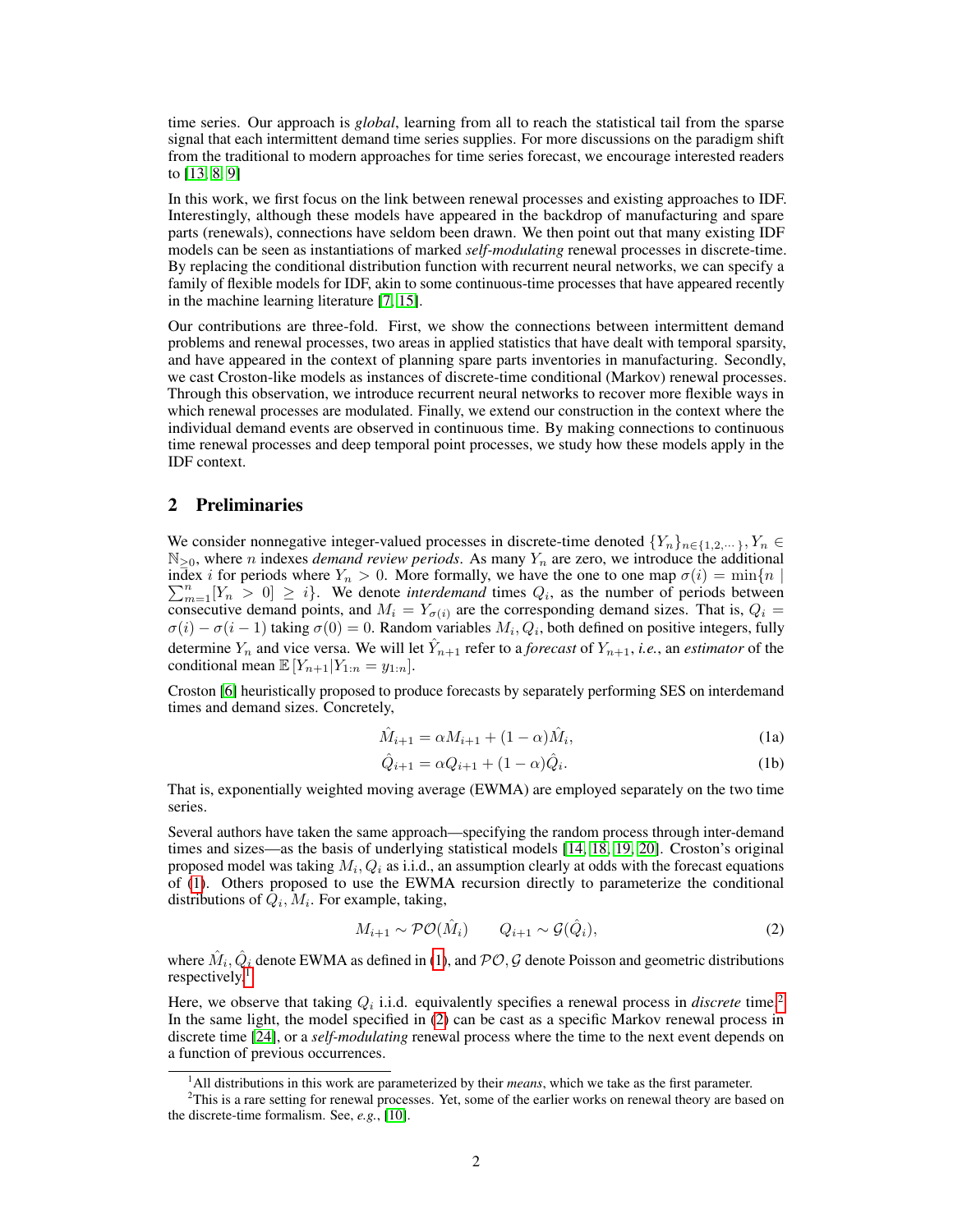time series. Our approach is *global*, learning from all to reach the statistical tail from the sparse signal that each intermittent demand time series supplies. For more discussions on the paradigm shift from the traditional to modern approaches for time series forecast, we encourage interested readers to [13, 8, 9]

In this work, we first focus on the link between renewal processes and existing approaches to IDF. Interestingly, although these models have appeared in the backdrop of manufacturing and spare parts (renewals), connections have seldom been drawn. We then point out that many existing IDF models can be seen as instantiations of marked *self-modulating* renewal processes in discrete-time. By replacing the conditional distribution function with recurrent neural networks, we can specify a family of flexible models for IDF, akin to some continuous-time processes that have appeared recently in the machine learning literature [7, 15].

Our contributions are three-fold. First, we show the connections between intermittent demand problems and renewal processes, two areas in applied statistics that have dealt with temporal sparsity, and have appeared in the context of planning spare parts inventories in manufacturing. Secondly, we cast Croston-like models as instances of discrete-time conditional (Markov) renewal processes. Through this observation, we introduce recurrent neural networks to recover more flexible ways in which renewal processes are modulated. Finally, we extend our construction in the context where the individual demand events are observed in continuous time. By making connections to continuous time renewal processes and deep temporal point processes, we study how these models apply in the IDF context.

## 2 Preliminaries

We consider nonnegative integer-valued processes in discrete-time denoted $\{Y_n\}_{n\in\{1,2,\cdots\}}, Y_n \in \mathbb{N}_{\geq 0}$, where $n$ indexes *demand review periods*. As many $Y_n$ are zero, we introduce the additional index $i$ for periods where $Y_n > 0$. More formally, we have the one to one map $\sigma(i) = \min\{n \mid \sum_{m=1}^{n}[Y_n > 0] \geq i\}$. We denote *interdemand* times $Q_i$, as the number of periods between consecutive demand points, and $M_i = Y_{\sigma(i)}$ are the corresponding demand sizes. That is, $Q_i = \sigma(i) - \sigma(i-1)$ taking $\sigma(0) = 0$. Random variables $M_i, Q_i$, both defined on positive integers, fully determine $Y_n$ and vice versa. We will let $\hat{Y}_{n+1}$ refer to a *forecast* of $Y_{n+1}$, *i.e.*, an *estimator* of the conditional mean $\mathbb{E}[Y_{n+1}|Y_{1:n} = y_{1:n}]$.

Croston [6] heuristically proposed to produce forecasts by separately performing SES on interdemand times and demand sizes. Concretely,

$$\hat{M}_{i+1} = \alpha M_{i+1} + (1-\alpha)\hat{M}_i, \tag{1a}$$

$$\hat{Q}_{i+1} = \alpha Q_{i+1} + (1-\alpha)\hat{Q}_i. \tag{1b}$$

That is, exponentially weighted moving average (EWMA) are employed separately on the two time series.

Several authors have taken the same approach—specifying the random process through inter-demand times and sizes—as the basis of underlying statistical models [14, 18, 19, 20]. Croston's original proposed model was taking $M_i, Q_i$ as i.i.d., an assumption clearly at odds with the forecast equations of (1). Others proposed to use the EWMA recursion directly to parameterize the conditional distributions of $Q_i, M_i$. For example, taking,

$$M_{i+1} \sim \mathcal{PO}(\hat{M}_i) \qquad Q_{i+1} \sim \mathcal{G}(\hat{Q}_i), \tag{2}$$

where $\hat{M}_i, \hat{Q}_i$ denote EWMA as defined in (1), and $\mathcal{PO}, \mathcal{G}$ denote Poisson and geometric distributions respectively.[1]

Here, we observe that taking $Q_i$ i.i.d. equivalently specifies a renewal process in *discrete* time.[2] In the same light, the model specified in (2) can be cast as a specific Markov renewal process in discrete time [24], or a *self-modulating* renewal process where the time to the next event depends on a function of previous occurrences.

[1] All distributions in this work are parameterized by their *means*, which we take as the first parameter.

[2] This is a rare setting for renewal processes. Yet, some of the earlier works on renewal theory are based on the discrete-time formalism. See, *e.g.*, [10].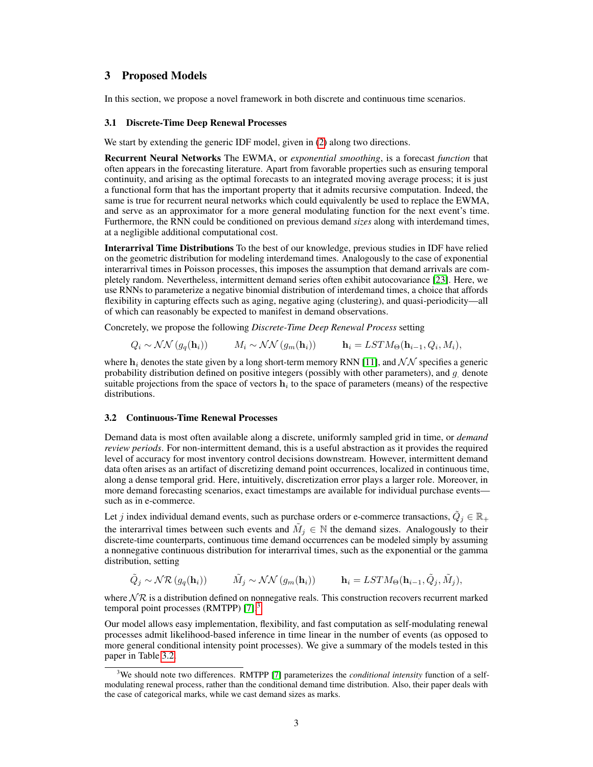## 3 Proposed Models

In this section, we propose a novel framework in both discrete and continuous time scenarios.

### 3.1 Discrete-Time Deep Renewal Processes

We start by extending the generic IDF model, given in (2) along two directions.

**Recurrent Neural Networks** The EWMA, or *exponential smoothing*, is a forecast *function* that often appears in the forecasting literature. Apart from favorable properties such as ensuring temporal continuity, and arising as the optimal forecasts to an integrated moving average process; it is just a functional form that has the important property that it admits recursive computation. Indeed, the same is true for recurrent neural networks which could equivalently be used to replace the EWMA, and serve as an approximator for a more general modulating function for the next event's time. Furthermore, the RNN could be conditioned on previous demand *sizes* along with interdemand times, at a negligible additional computational cost.

**Interarrival Time Distributions** To the best of our knowledge, previous studies in IDF have relied on the geometric distribution for modeling interdemand times. Analogously to the case of exponential interarrival times in Poisson processes, this imposes the assumption that demand arrivals are completely random. Nevertheless, intermittent demand series often exhibit autocovariance [23]. Here, we use RNNs to parameterize a negative binomial distribution of interdemand times, a choice that affords flexibility in capturing effects such as aging, negative aging (clustering), and quasi-periodicity—all of which can reasonably be expected to manifest in demand observations.

Concretely, we propose the following *Discrete-Time Deep Renewal Process* setting

$$Q_i \sim \mathcal{NN}\left(g_q(\mathbf{h}_i)\right) \qquad M_i \sim \mathcal{NN}\left(g_m(\mathbf{h}_i)\right) \qquad \mathbf{h}_i = LSTM_\Theta(\mathbf{h}_{i-1}, Q_i, M_i),$$

where $\mathbf{h}_i$ denotes the state given by a long short-term memory RNN [11], and $\mathcal{NN}$ specifies a generic probability distribution defined on positive integers (possibly with other parameters), and $g_\cdot$ denote suitable projections from the space of vectors $\mathbf{h}_i$ to the space of parameters (means) of the respective distributions.

### 3.2 Continuous-Time Renewal Processes

Demand data is most often available along a discrete, uniformly sampled grid in time, or *demand review periods*. For non-intermittent demand, this is a useful abstraction as it provides the required level of accuracy for most inventory control decisions downstream. However, intermittent demand data often arises as an artifact of discretizing demand point occurrences, localized in continuous time, along a dense temporal grid. Here, intuitively, discretization error plays a larger role. Moreover, in more demand forecasting scenarios, exact timestamps are available for individual purchase events—such as in e-commerce.

Let $j$ index individual demand events, such as purchase orders or e-commerce transactions, $\tilde{Q}_j \in \mathbb{R}_+$ the interarrival times between such events and $\tilde{M}_j \in \mathbb{N}$ the demand sizes. Analogously to their discrete-time counterparts, continuous time demand occurrences can be modeled simply by assuming a nonnegative continuous distribution for interarrival times, such as the exponential or the gamma distribution, setting

$$\tilde{Q}_j \sim \mathcal{NR}\left(g_q(\mathbf{h}_i)\right) \qquad \tilde{M}_j \sim \mathcal{NN}\left(g_m(\mathbf{h}_i)\right) \qquad \mathbf{h}_i = LSTM_\Theta(\mathbf{h}_{i-1}, \tilde{Q}_j, \tilde{M}_j),$$

where $\mathcal{NR}$ is a distribution defined on nonnegative reals. This construction recovers recurrent marked temporal point processes (RMTPP) [7].[3]

Our model allows easy implementation, flexibility, and fast computation as self-modulating renewal processes admit likelihood-based inference in time linear in the number of events (as opposed to more general conditional intensity point processes). We give a summary of the models tested in this paper in Table 3.2.

[3] We should note two differences. RMTPP [7] parameterizes the *conditional intensity* function of a self-modulating renewal process, rather than the conditional demand time distribution. Also, their paper deals with the case of categorical marks, while we cast demand sizes as marks.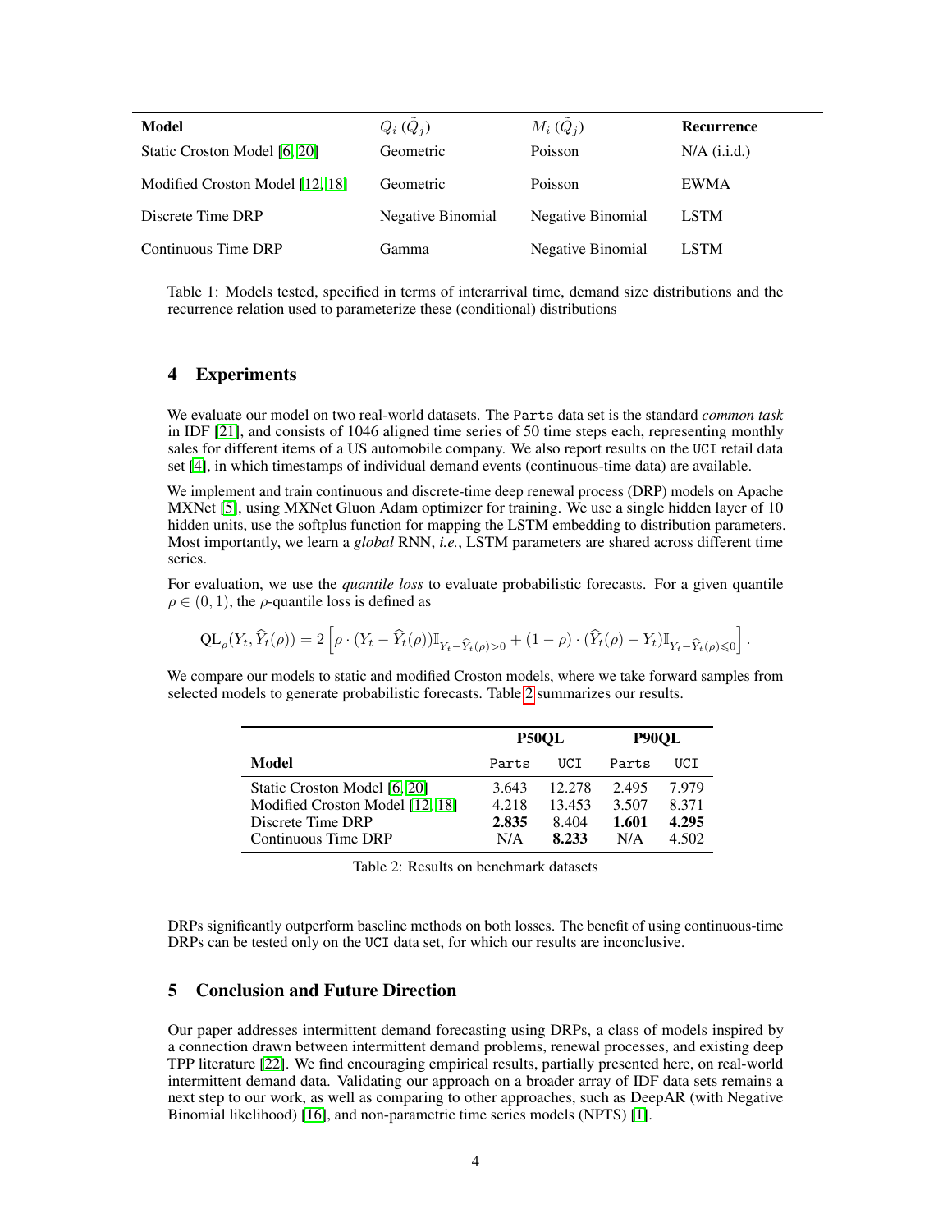| Model | $Q_i$ ($\tilde{Q}_j$) | $M_i$ ($\tilde{Q}_j$) | **Recurrence** |
|---|---|---|---|
| Static Croston Model [6, 20] | Geometric | Poisson | N/A (i.i.d.) |
| Modified Croston Model [12, 18] | Geometric | Poisson | EWMA |
| Discrete Time DRP | Negative Binomial | Negative Binomial | LSTM |
| Continuous Time DRP | Gamma | Negative Binomial | LSTM |

Table 1: Models tested, specified in terms of interarrival time, demand size distributions and the recurrence relation used to parameterize these (conditional) distributions

## 4 Experiments

We evaluate our model on two real-world datasets. The `Parts` data set is the standard *common task* in IDF [21], and consists of 1046 aligned time series of 50 time steps each, representing monthly sales for different items of a US automobile company. We also report results on the `UCI` retail data set [4], in which timestamps of individual demand events (continuous-time data) are available.

We implement and train continuous and discrete-time deep renewal process (DRP) models on Apache MXNet [5], using MXNet Gluon Adam optimizer for training. We use a single hidden layer of 10 hidden units, use the softplus function for mapping the LSTM embedding to distribution parameters. Most importantly, we learn a *global* RNN, *i.e.*, LSTM parameters are shared across different time series.

For evaluation, we use the *quantile loss* to evaluate probabilistic forecasts. For a given quantile $\rho \in (0, 1)$, the $\rho$-quantile loss is defined as

$$\mathrm{QL}_\rho(Y_t, \widehat{Y}_t(\rho)) = 2\left[\rho \cdot (Y_t - \widehat{Y}_t(\rho))\mathbb{I}_{Y_t - \widehat{Y}_t(\rho) > 0} + (1 - \rho) \cdot (\widehat{Y}_t(\rho) - Y_t)\mathbb{I}_{Y_t - \widehat{Y}_t(\rho) \leqslant 0}\right].$$

We compare our models to static and modified Croston models, where we take forward samples from selected models to generate probabilistic forecasts. Table 2 summarizes our results.

| | **P50QL** | | **P90QL** | |
|---|---|---|---|---|
| **Model** | `Parts` | `UCI` | `Parts` | `UCI` |
| Static Croston Model [6, 20] | 3.643 | 12.278 | 2.495 | 7.979 |
| Modified Croston Model [12, 18] | 4.218 | 13.453 | 3.507 | 8.371 |
| Discrete Time DRP | **2.835** | 8.404 | **1.601** | **4.295** |
| Continuous Time DRP | N/A | **8.233** | N/A | 4.502 |

Table 2: Results on benchmark datasets

DRPs significantly outperform baseline methods on both losses. The benefit of using continuous-time DRPs can be tested only on the `UCI` data set, for which our results are inconclusive.

## 5 Conclusion and Future Direction

Our paper addresses intermittent demand forecasting using DRPs, a class of models inspired by a connection drawn between intermittent demand problems, renewal processes, and existing deep TPP literature [22]. We find encouraging empirical results, partially presented here, on real-world intermittent demand data. Validating our approach on a broader array of IDF data sets remains a next step to our work, as well as comparing to other approaches, such as DeepAR (with Negative Binomial likelihood) [16], and non-parametric time series models (NPTS) [1].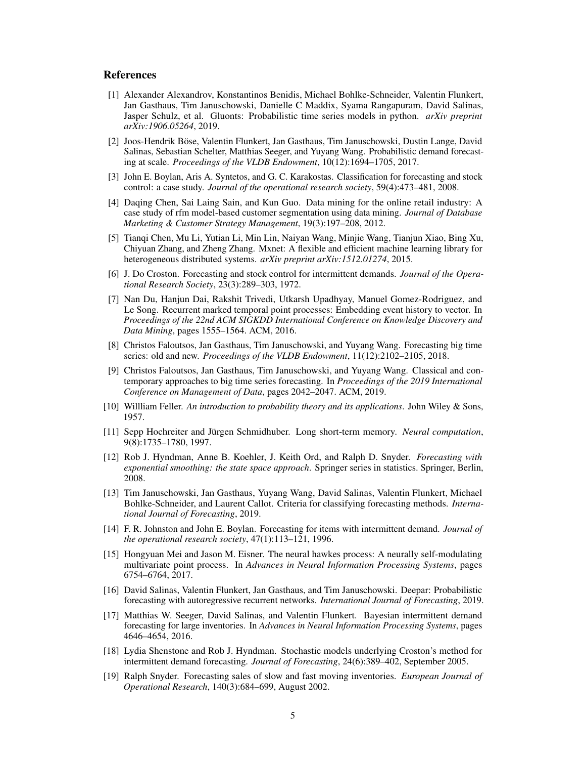## References

[1] Alexander Alexandrov, Konstantinos Benidis, Michael Bohlke-Schneider, Valentin Flunkert, Jan Gasthaus, Tim Januschowski, Danielle C Maddix, Syama Rangapuram, David Salinas, Jasper Schulz, et al. Gluonts: Probabilistic time series models in python. *arXiv preprint arXiv:1906.05264*, 2019.

[2] Joos-Hendrik Böse, Valentin Flunkert, Jan Gasthaus, Tim Januschowski, Dustin Lange, David Salinas, Sebastian Schelter, Matthias Seeger, and Yuyang Wang. Probabilistic demand forecasting at scale. *Proceedings of the VLDB Endowment*, 10(12):1694–1705, 2017.

[3] John E. Boylan, Aris A. Syntetos, and G. C. Karakostas. Classification for forecasting and stock control: a case study. *Journal of the operational research society*, 59(4):473–481, 2008.

[4] Daqing Chen, Sai Laing Sain, and Kun Guo. Data mining for the online retail industry: A case study of rfm model-based customer segmentation using data mining. *Journal of Database Marketing & Customer Strategy Management*, 19(3):197–208, 2012.

[5] Tianqi Chen, Mu Li, Yutian Li, Min Lin, Naiyan Wang, Minjie Wang, Tianjun Xiao, Bing Xu, Chiyuan Zhang, and Zheng Zhang. Mxnet: A flexible and efficient machine learning library for heterogeneous distributed systems. *arXiv preprint arXiv:1512.01274*, 2015.

[6] J. Do Croston. Forecasting and stock control for intermittent demands. *Journal of the Operational Research Society*, 23(3):289–303, 1972.

[7] Nan Du, Hanjun Dai, Rakshit Trivedi, Utkarsh Upadhyay, Manuel Gomez-Rodriguez, and Le Song. Recurrent marked temporal point processes: Embedding event history to vector. In *Proceedings of the 22nd ACM SIGKDD International Conference on Knowledge Discovery and Data Mining*, pages 1555–1564. ACM, 2016.

[8] Christos Faloutsos, Jan Gasthaus, Tim Januschowski, and Yuyang Wang. Forecasting big time series: old and new. *Proceedings of the VLDB Endowment*, 11(12):2102–2105, 2018.

[9] Christos Faloutsos, Jan Gasthaus, Tim Januschowski, and Yuyang Wang. Classical and contemporary approaches to big time series forecasting. In *Proceedings of the 2019 International Conference on Management of Data*, pages 2042–2047. ACM, 2019.

[10] Willliam Feller. *An introduction to probability theory and its applications*. John Wiley & Sons, 1957.

[11] Sepp Hochreiter and Jürgen Schmidhuber. Long short-term memory. *Neural computation*, 9(8):1735–1780, 1997.

[12] Rob J. Hyndman, Anne B. Koehler, J. Keith Ord, and Ralph D. Snyder. *Forecasting with exponential smoothing: the state space approach*. Springer series in statistics. Springer, Berlin, 2008.

[13] Tim Januschowski, Jan Gasthaus, Yuyang Wang, David Salinas, Valentin Flunkert, Michael Bohlke-Schneider, and Laurent Callot. Criteria for classifying forecasting methods. *International Journal of Forecasting*, 2019.

[14] F. R. Johnston and John E. Boylan. Forecasting for items with intermittent demand. *Journal of the operational research society*, 47(1):113–121, 1996.

[15] Hongyuan Mei and Jason M. Eisner. The neural hawkes process: A neurally self-modulating multivariate point process. In *Advances in Neural Information Processing Systems*, pages 6754–6764, 2017.

[16] David Salinas, Valentin Flunkert, Jan Gasthaus, and Tim Januschowski. Deepar: Probabilistic forecasting with autoregressive recurrent networks. *International Journal of Forecasting*, 2019.

[17] Matthias W. Seeger, David Salinas, and Valentin Flunkert. Bayesian intermittent demand forecasting for large inventories. In *Advances in Neural Information Processing Systems*, pages 4646–4654, 2016.

[18] Lydia Shenstone and Rob J. Hyndman. Stochastic models underlying Croston's method for intermittent demand forecasting. *Journal of Forecasting*, 24(6):389–402, September 2005.

[19] Ralph Snyder. Forecasting sales of slow and fast moving inventories. *European Journal of Operational Research*, 140(3):684–699, August 2002.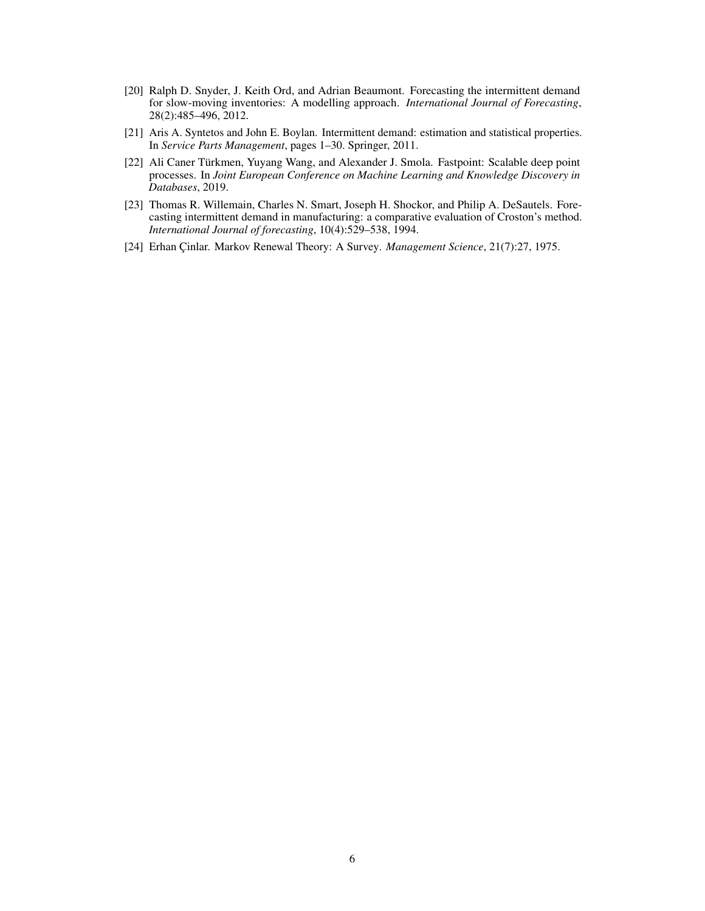[20] Ralph D. Snyder, J. Keith Ord, and Adrian Beaumont. Forecasting the intermittent demand for slow-moving inventories: A modelling approach. *International Journal of Forecasting*, 28(2):485–496, 2012.

[21] Aris A. Syntetos and John E. Boylan. Intermittent demand: estimation and statistical properties. In *Service Parts Management*, pages 1–30. Springer, 2011.

[22] Ali Caner Türkmen, Yuyang Wang, and Alexander J. Smola. Fastpoint: Scalable deep point processes. In *Joint European Conference on Machine Learning and Knowledge Discovery in Databases*, 2019.

[23] Thomas R. Willemain, Charles N. Smart, Joseph H. Shockor, and Philip A. DeSautels. Forecasting intermittent demand in manufacturing: a comparative evaluation of Croston's method. *International Journal of forecasting*, 10(4):529–538, 1994.

[24] Erhan Çinlar. Markov Renewal Theory: A Survey. *Management Science*, 21(7):27, 1975.